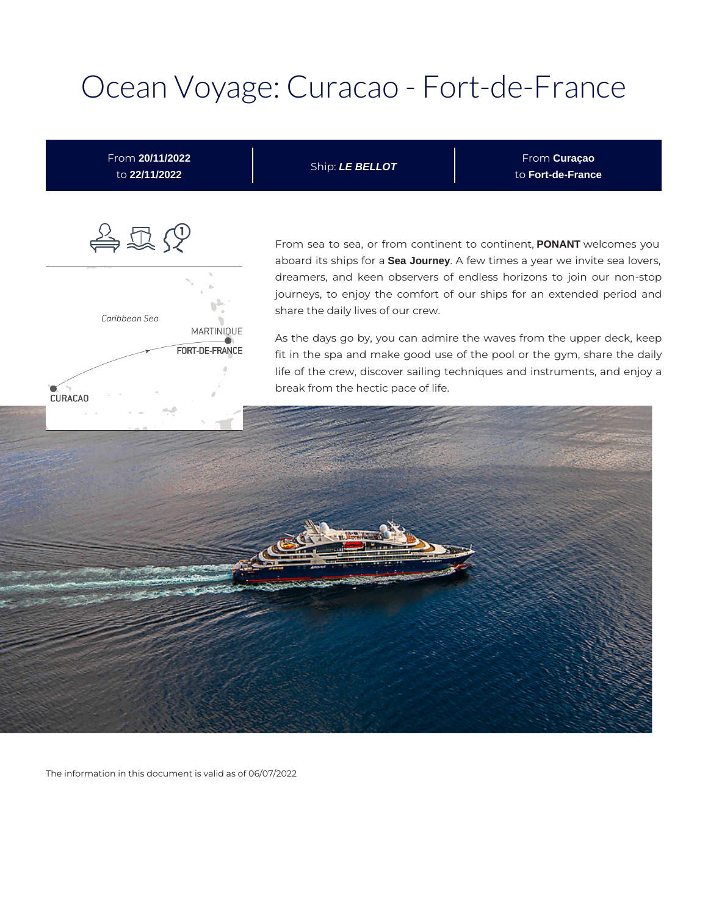# Ocean Voyage: Curacao - Fort-de-France

| From **20/11/2022** to **22/11/2022** | Ship: ***LE BELLOT*** | From **Curaçao** to **Fort-de-France** |
|---|---|---|

From sea to sea, or from continent to continent, **PONANT** welcomes you aboard its ships for a **Sea Journey**. A few times a year we invite sea lovers, dreamers, and keen observers of endless horizons to join our non-stop journeys, to enjoy the comfort of our ships for an extended period and share the daily lives of our crew.

As the days go by, you can admire the waves from the upper deck, keep fit in the spa and make good use of the pool or the gym, share the daily life of the crew, discover sailing techniques and instruments, and enjoy a break from the hectic pace of life.

The information in this document is valid as of 06/07/2022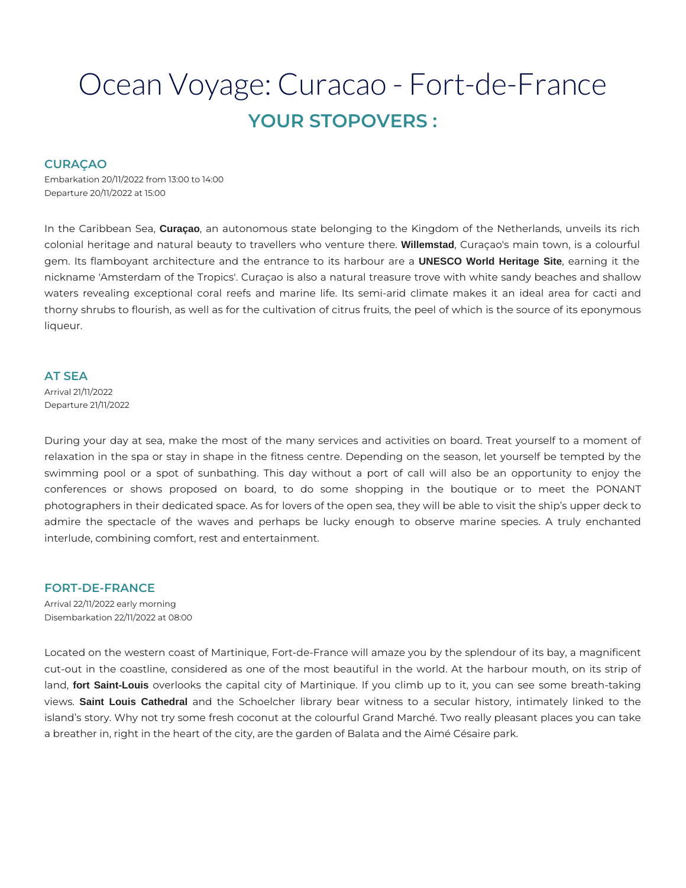# Ocean Voyage: Curacao - Fort-de-France

## YOUR STOPOVERS :

### CURAÇAO

Embarkation 20/11/2022 from 13:00 to 14:00
Departure 20/11/2022 at 15:00

In the Caribbean Sea, **Curaçao**, an autonomous state belonging to the Kingdom of the Netherlands, unveils its rich colonial heritage and natural beauty to travellers who venture there. **Willemstad**, Curaçao's main town, is a colourful gem. Its flamboyant architecture and the entrance to its harbour are a **UNESCO World Heritage Site**, earning it the nickname 'Amsterdam of the Tropics'. Curaçao is also a natural treasure trove with white sandy beaches and shallow waters revealing exceptional coral reefs and marine life. Its semi-arid climate makes it an ideal area for cacti and thorny shrubs to flourish, as well as for the cultivation of citrus fruits, the peel of which is the source of its eponymous liqueur.

### AT SEA

Arrival 21/11/2022
Departure 21/11/2022

During your day at sea, make the most of the many services and activities on board. Treat yourself to a moment of relaxation in the spa or stay in shape in the fitness centre. Depending on the season, let yourself be tempted by the swimming pool or a spot of sunbathing. This day without a port of call will also be an opportunity to enjoy the conferences or shows proposed on board, to do some shopping in the boutique or to meet the PONANT photographers in their dedicated space. As for lovers of the open sea, they will be able to visit the ship's upper deck to admire the spectacle of the waves and perhaps be lucky enough to observe marine species. A truly enchanted interlude, combining comfort, rest and entertainment.

### FORT-DE-FRANCE

Arrival 22/11/2022 early morning
Disembarkation 22/11/2022 at 08:00

Located on the western coast of Martinique, Fort-de-France will amaze you by the splendour of its bay, a magnificent cut-out in the coastline, considered as one of the most beautiful in the world. At the harbour mouth, on its strip of land, **fort Saint-Louis** overlooks the capital city of Martinique. If you climb up to it, you can see some breath-taking views. **Saint Louis Cathedral** and the Schoelcher library bear witness to a secular history, intimately linked to the island's story. Why not try some fresh coconut at the colourful Grand Marché. Two really pleasant places you can take a breather in, right in the heart of the city, are the garden of Balata and the Aimé Césaire park.